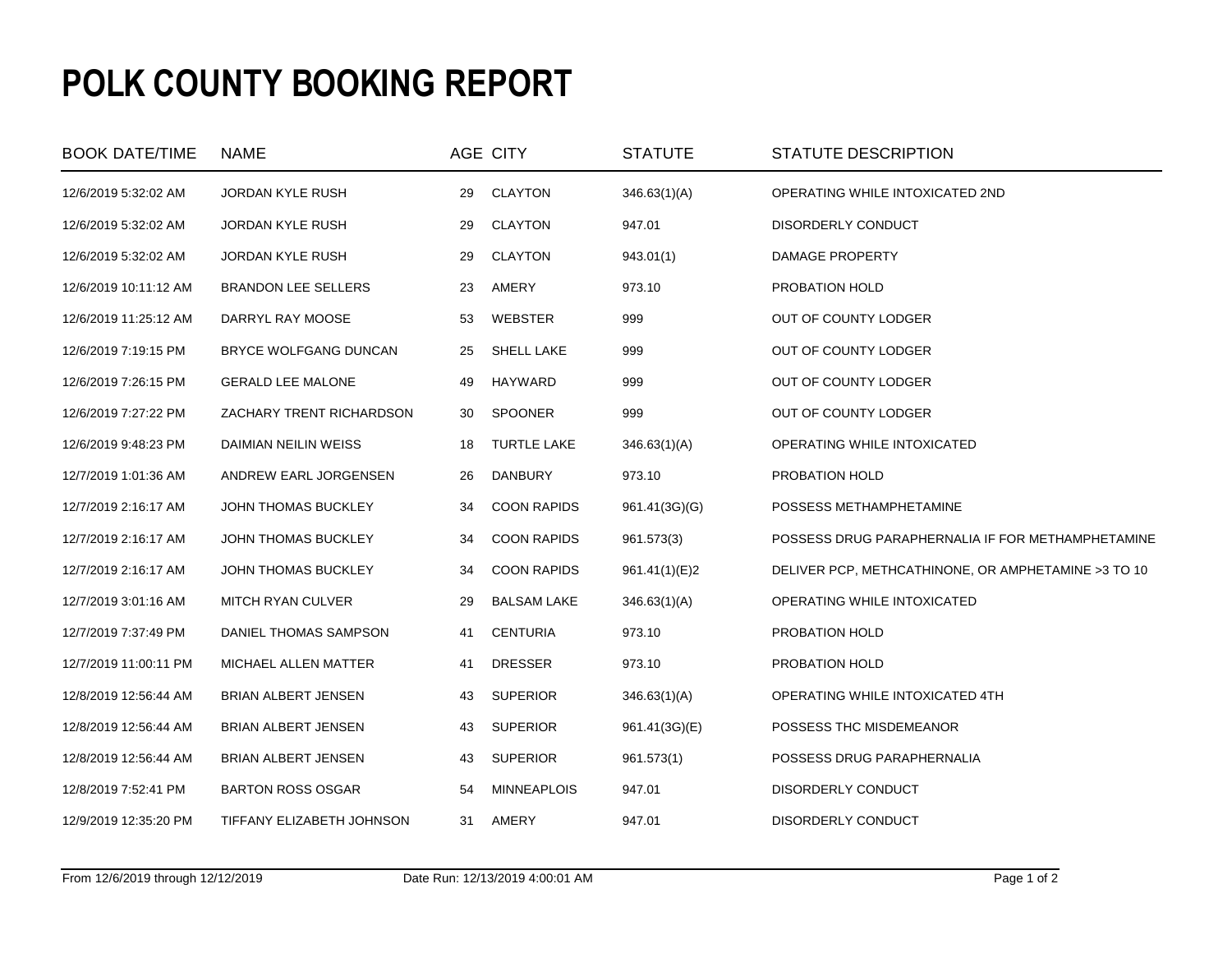# POLK COUNTY BOOKING REPORT

| BOOK DATE/TIME | NAME | AGE | CITY | STATUTE | STATUTE DESCRIPTION |
|---|---|---|---|---|---|
| 12/6/2019 5:32:02 AM | JORDAN KYLE RUSH | 29 | CLAYTON | 346.63(1)(A) | OPERATING WHILE INTOXICATED 2ND |
| 12/6/2019 5:32:02 AM | JORDAN KYLE RUSH | 29 | CLAYTON | 947.01 | DISORDERLY CONDUCT |
| 12/6/2019 5:32:02 AM | JORDAN KYLE RUSH | 29 | CLAYTON | 943.01(1) | DAMAGE PROPERTY |
| 12/6/2019 10:11:12 AM | BRANDON LEE SELLERS | 23 | AMERY | 973.10 | PROBATION HOLD |
| 12/6/2019 11:25:12 AM | DARRYL RAY MOOSE | 53 | WEBSTER | 999 | OUT OF COUNTY LODGER |
| 12/6/2019 7:19:15 PM | BRYCE WOLFGANG DUNCAN | 25 | SHELL LAKE | 999 | OUT OF COUNTY LODGER |
| 12/6/2019 7:26:15 PM | GERALD LEE MALONE | 49 | HAYWARD | 999 | OUT OF COUNTY LODGER |
| 12/6/2019 7:27:22 PM | ZACHARY TRENT RICHARDSON | 30 | SPOONER | 999 | OUT OF COUNTY LODGER |
| 12/6/2019 9:48:23 PM | DAIMIAN NEILIN WEISS | 18 | TURTLE LAKE | 346.63(1)(A) | OPERATING WHILE INTOXICATED |
| 12/7/2019 1:01:36 AM | ANDREW EARL JORGENSEN | 26 | DANBURY | 973.10 | PROBATION HOLD |
| 12/7/2019 2:16:17 AM | JOHN THOMAS BUCKLEY | 34 | COON RAPIDS | 961.41(3G)(G) | POSSESS METHAMPHETAMINE |
| 12/7/2019 2:16:17 AM | JOHN THOMAS BUCKLEY | 34 | COON RAPIDS | 961.573(3) | POSSESS DRUG PARAPHERNALIA IF FOR METHAMPHETAMINE |
| 12/7/2019 2:16:17 AM | JOHN THOMAS BUCKLEY | 34 | COON RAPIDS | 961.41(1)(E)2 | DELIVER PCP, METHCATHINONE, OR AMPHETAMINE >3 TO 10 |
| 12/7/2019 3:01:16 AM | MITCH RYAN CULVER | 29 | BALSAM LAKE | 346.63(1)(A) | OPERATING WHILE INTOXICATED |
| 12/7/2019 7:37:49 PM | DANIEL THOMAS SAMPSON | 41 | CENTURIA | 973.10 | PROBATION HOLD |
| 12/7/2019 11:00:11 PM | MICHAEL ALLEN MATTER | 41 | DRESSER | 973.10 | PROBATION HOLD |
| 12/8/2019 12:56:44 AM | BRIAN ALBERT JENSEN | 43 | SUPERIOR | 346.63(1)(A) | OPERATING WHILE INTOXICATED 4TH |
| 12/8/2019 12:56:44 AM | BRIAN ALBERT JENSEN | 43 | SUPERIOR | 961.41(3G)(E) | POSSESS THC MISDEMEANOR |
| 12/8/2019 12:56:44 AM | BRIAN ALBERT JENSEN | 43 | SUPERIOR | 961.573(1) | POSSESS DRUG PARAPHERNALIA |
| 12/8/2019 7:52:41 PM | BARTON ROSS OSGAR | 54 | MINNEAPLOIS | 947.01 | DISORDERLY CONDUCT |
| 12/9/2019 12:35:20 PM | TIFFANY ELIZABETH JOHNSON | 31 | AMERY | 947.01 | DISORDERLY CONDUCT |

From 12/6/2019 through 12/12/2019 Date Run: 12/13/2019 4:00:01 AM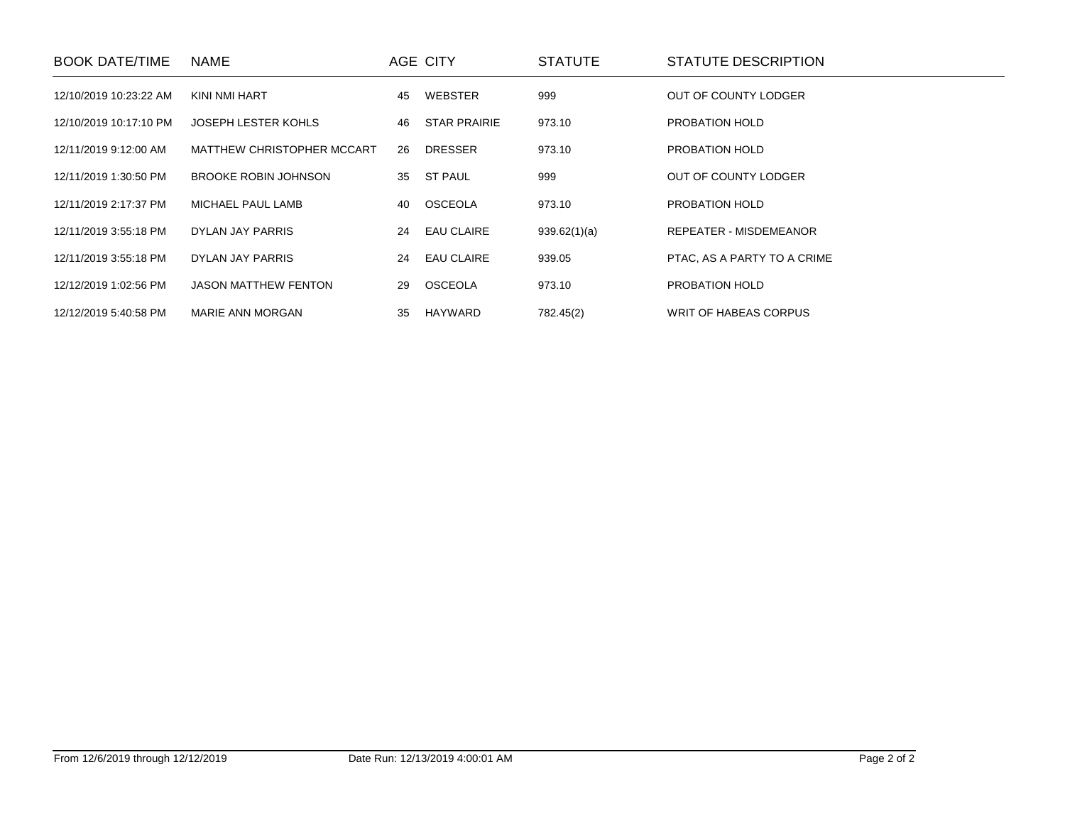| BOOK DATE/TIME | NAME | AGE | CITY | STATUTE | STATUTE DESCRIPTION |
|---|---|---|---|---|---|
| 12/10/2019 10:23:22 AM | KINI NMI HART | 45 | WEBSTER | 999 | OUT OF COUNTY LODGER |
| 12/10/2019 10:17:10 PM | JOSEPH LESTER KOHLS | 46 | STAR PRAIRIE | 973.10 | PROBATION HOLD |
| 12/11/2019 9:12:00 AM | MATTHEW CHRISTOPHER MCCART | 26 | DRESSER | 973.10 | PROBATION HOLD |
| 12/11/2019 1:30:50 PM | BROOKE ROBIN JOHNSON | 35 | ST PAUL | 999 | OUT OF COUNTY LODGER |
| 12/11/2019 2:17:37 PM | MICHAEL PAUL LAMB | 40 | OSCEOLA | 973.10 | PROBATION HOLD |
| 12/11/2019 3:55:18 PM | DYLAN JAY PARRIS | 24 | EAU CLAIRE | 939.62(1)(a) | REPEATER - MISDEMEANOR |
| 12/11/2019 3:55:18 PM | DYLAN JAY PARRIS | 24 | EAU CLAIRE | 939.05 | PTAC, AS A PARTY TO A CRIME |
| 12/12/2019 1:02:56 PM | JASON MATTHEW FENTON | 29 | OSCEOLA | 973.10 | PROBATION HOLD |
| 12/12/2019 5:40:58 PM | MARIE ANN MORGAN | 35 | HAYWARD | 782.45(2) | WRIT OF HABEAS CORPUS |

From 12/6/2019 through 12/12/2019 Date Run: 12/13/2019 4:00:01 AM